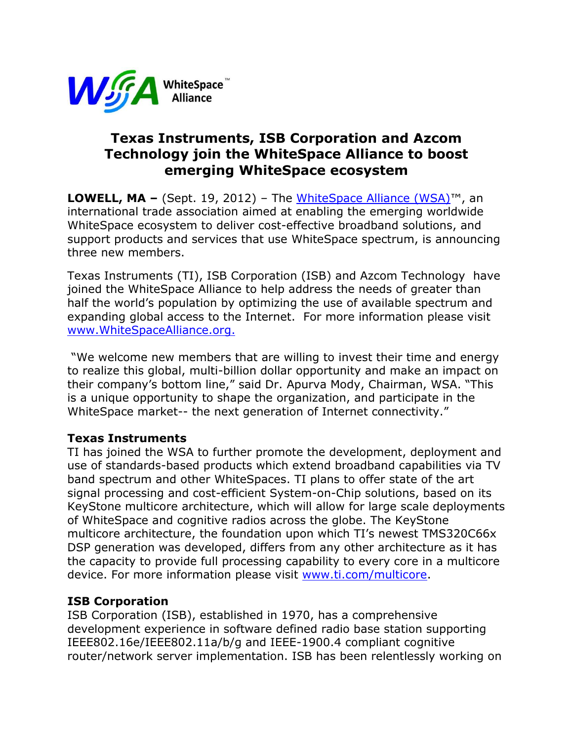WhiteSpace™ Alliance

# Texas Instruments, ISB Corporation and Azcom Technology join the WhiteSpace Alliance to boost emerging WhiteSpace ecosystem

**LOWELL, MA –** (Sept. 19, 2012) – The WhiteSpace Alliance (WSA)™, an international trade association aimed at enabling the emerging worldwide WhiteSpace ecosystem to deliver cost-effective broadband solutions, and support products and services that use WhiteSpace spectrum, is announcing three new members.

Texas Instruments (TI), ISB Corporation (ISB) and Azcom Technology have joined the WhiteSpace Alliance to help address the needs of greater than half the world's population by optimizing the use of available spectrum and expanding global access to the Internet. For more information please visit www.WhiteSpaceAlliance.org.

"We welcome new members that are willing to invest their time and energy to realize this global, multi-billion dollar opportunity and make an impact on their company's bottom line," said Dr. Apurva Mody, Chairman, WSA. "This is a unique opportunity to shape the organization, and participate in the WhiteSpace market-- the next generation of Internet connectivity."

### Texas Instruments

TI has joined the WSA to further promote the development, deployment and use of standards-based products which extend broadband capabilities via TV band spectrum and other WhiteSpaces. TI plans to offer state of the art signal processing and cost-efficient System-on-Chip solutions, based on its KeyStone multicore architecture, which will allow for large scale deployments of WhiteSpace and cognitive radios across the globe. The KeyStone multicore architecture, the foundation upon which TI's newest TMS320C66x DSP generation was developed, differs from any other architecture as it has the capacity to provide full processing capability to every core in a multicore device. For more information please visit www.ti.com/multicore.

### ISB Corporation

ISB Corporation (ISB), established in 1970, has a comprehensive development experience in software defined radio base station supporting IEEE802.16e/IEEE802.11a/b/g and IEEE-1900.4 compliant cognitive router/network server implementation. ISB has been relentlessly working on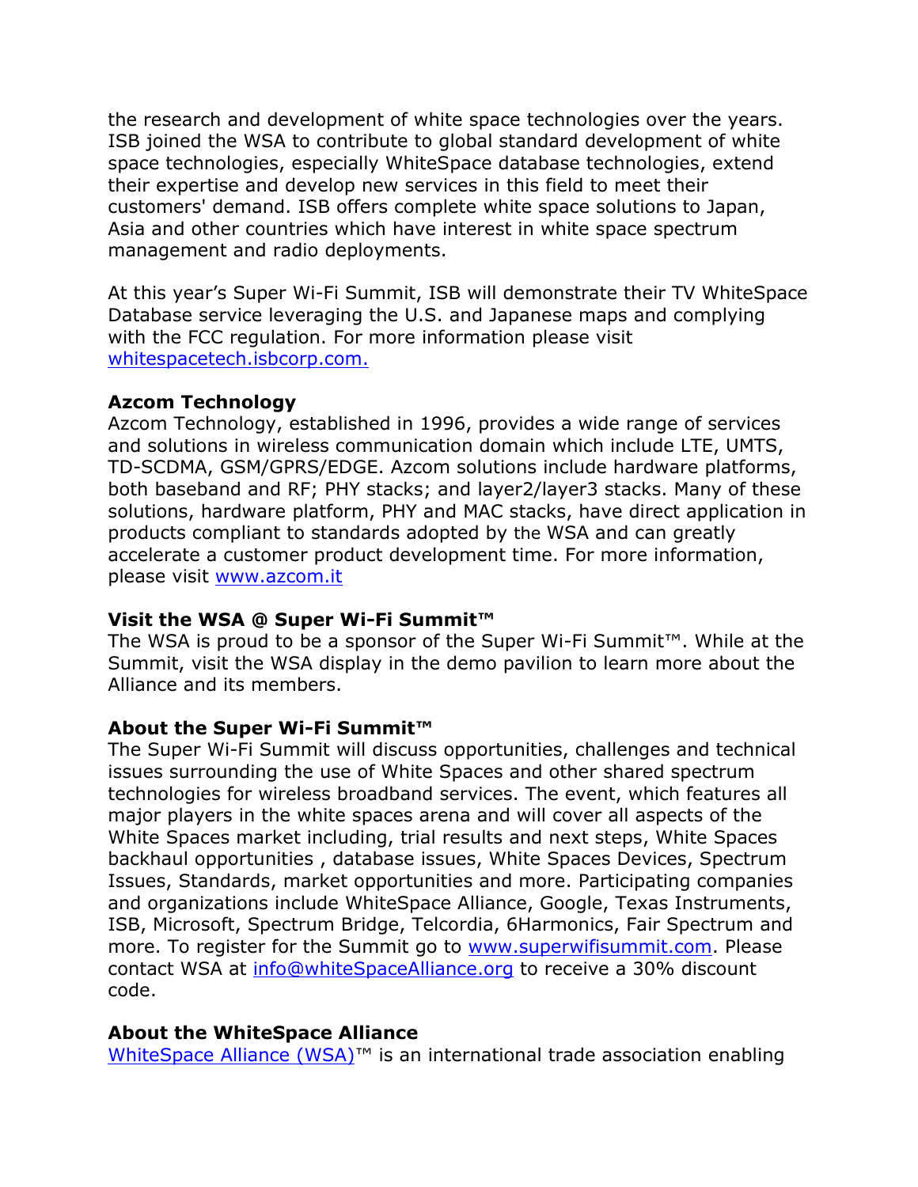the research and development of white space technologies over the years. ISB joined the WSA to contribute to global standard development of white space technologies, especially WhiteSpace database technologies, extend their expertise and develop new services in this field to meet their customers' demand. ISB offers complete white space solutions to Japan, Asia and other countries which have interest in white space spectrum management and radio deployments.

At this year's Super Wi-Fi Summit, ISB will demonstrate their TV WhiteSpace Database service leveraging the U.S. and Japanese maps and complying with the FCC regulation. For more information please visit [whitespacetech.isbcorp.com.](whitespacetech.isbcorp.com)

**Azcom Technology**
Azcom Technology, established in 1996, provides a wide range of services and solutions in wireless communication domain which include LTE, UMTS, TD-SCDMA, GSM/GPRS/EDGE. Azcom solutions include hardware platforms, both baseband and RF; PHY stacks; and layer2/layer3 stacks. Many of these solutions, hardware platform, PHY and MAC stacks, have direct application in products compliant to standards adopted by the WSA and can greatly accelerate a customer product development time. For more information, please visit [www.azcom.it](http://www.azcom.it)

**Visit the WSA @ Super Wi-Fi Summit™**
The WSA is proud to be a sponsor of the Super Wi-Fi Summit™. While at the Summit, visit the WSA display in the demo pavilion to learn more about the Alliance and its members.

**About the Super Wi-Fi Summit™**
The Super Wi-Fi Summit will discuss opportunities, challenges and technical issues surrounding the use of White Spaces and other shared spectrum technologies for wireless broadband services. The event, which features all major players in the white spaces arena and will cover all aspects of the White Spaces market including, trial results and next steps, White Spaces backhaul opportunities , database issues, White Spaces Devices, Spectrum Issues, Standards, market opportunities and more. Participating companies and organizations include WhiteSpace Alliance, Google, Texas Instruments, ISB, Microsoft, Spectrum Bridge, Telcordia, 6Harmonics, Fair Spectrum and more. To register for the Summit go to [www.superwifisummit.com](http://www.superwifisummit.com). Please contact WSA at [info@whiteSpaceAlliance.org](mailto:info@whiteSpaceAlliance.org) to receive a 30% discount code.

**About the WhiteSpace Alliance**
[WhiteSpace Alliance (WSA)](WhiteSpace Alliance (WSA))™ is an international trade association enabling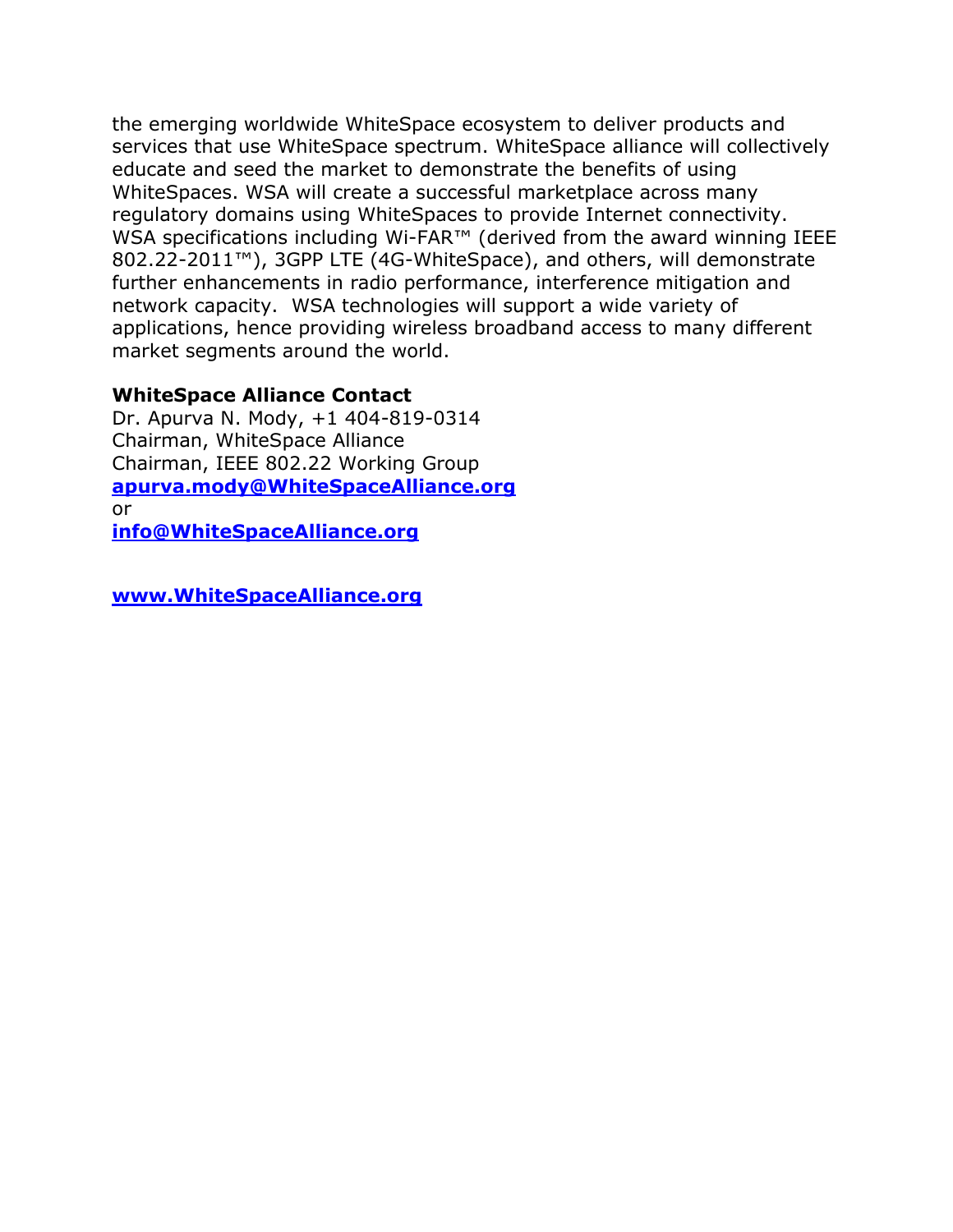the emerging worldwide WhiteSpace ecosystem to deliver products and services that use WhiteSpace spectrum. WhiteSpace alliance will collectively educate and seed the market to demonstrate the benefits of using WhiteSpaces. WSA will create a successful marketplace across many regulatory domains using WhiteSpaces to provide Internet connectivity. WSA specifications including Wi-FAR™ (derived from the award winning IEEE 802.22-2011™), 3GPP LTE (4G-WhiteSpace), and others, will demonstrate further enhancements in radio performance, interference mitigation and network capacity. WSA technologies will support a wide variety of applications, hence providing wireless broadband access to many different market segments around the world.

**WhiteSpace Alliance Contact**

Dr. Apurva N. Mody, +1 404-819-0314
Chairman, WhiteSpace Alliance
Chairman, IEEE 802.22 Working Group
**apurva.mody@WhiteSpaceAlliance.org**
or
**info@WhiteSpaceAlliance.org**

**www.WhiteSpaceAlliance.org**